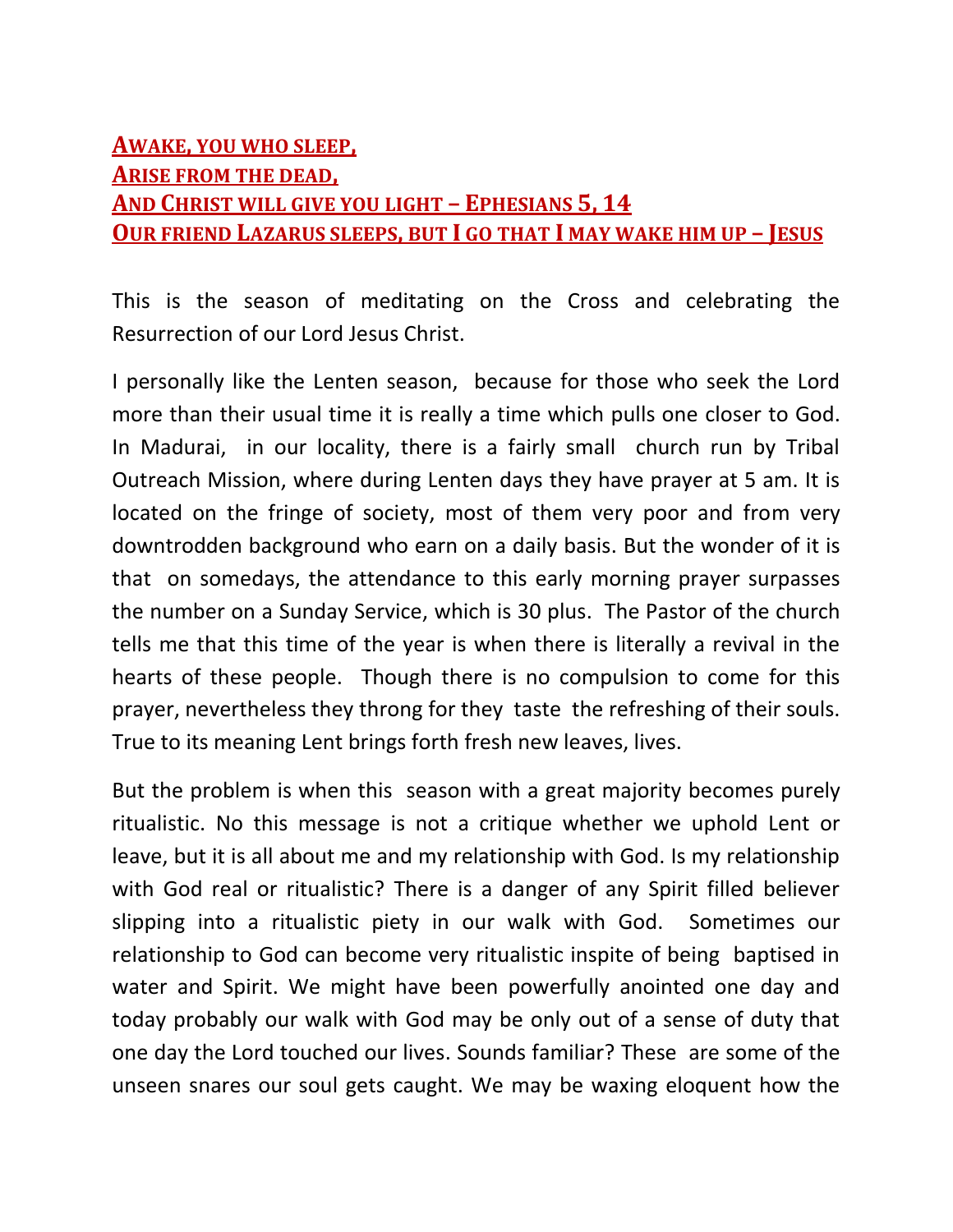**<u>AWAKE, YOU WHO SLEEP,</u>**
**<u>ARISE FROM THE DEAD,</u>**
**<u>AND CHRIST WILL GIVE YOU LIGHT – EPHESIANS 5, 14</u>**
**<u>OUR FRIEND LAZARUS SLEEPS, BUT I GO THAT I MAY WAKE HIM UP – JESUS</u>**

This is the season of meditating on the Cross and celebrating the Resurrection of our Lord Jesus Christ.

I personally like the Lenten season, because for those who seek the Lord more than their usual time it is really a time which pulls one closer to God. In Madurai, in our locality, there is a fairly small church run by Tribal Outreach Mission, where during Lenten days they have prayer at 5 am. It is located on the fringe of society, most of them very poor and from very downtrodden background who earn on a daily basis. But the wonder of it is that on somedays, the attendance to this early morning prayer surpasses the number on a Sunday Service, which is 30 plus. The Pastor of the church tells me that this time of the year is when there is literally a revival in the hearts of these people. Though there is no compulsion to come for this prayer, nevertheless they throng for they taste the refreshing of their souls. True to its meaning Lent brings forth fresh new leaves, lives.

But the problem is when this season with a great majority becomes purely ritualistic. No this message is not a critique whether we uphold Lent or leave, but it is all about me and my relationship with God. Is my relationship with God real or ritualistic? There is a danger of any Spirit filled believer slipping into a ritualistic piety in our walk with God. Sometimes our relationship to God can become very ritualistic inspite of being baptised in water and Spirit. We might have been powerfully anointed one day and today probably our walk with God may be only out of a sense of duty that one day the Lord touched our lives. Sounds familiar? These are some of the unseen snares our soul gets caught. We may be waxing eloquent how the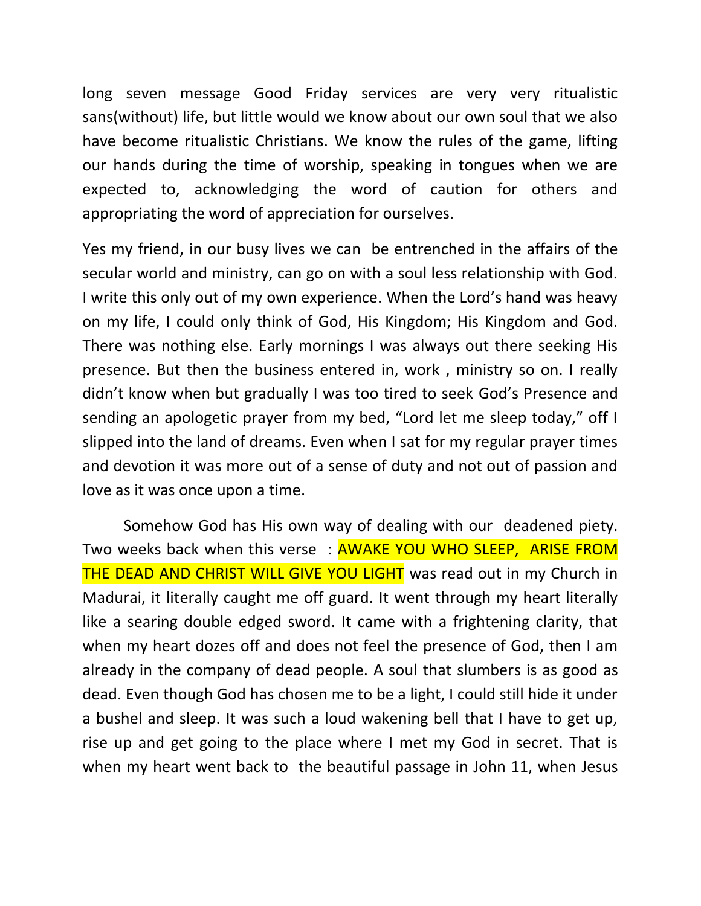long seven message Good Friday services are very very ritualistic sans(without) life, but little would we know about our own soul that we also have become ritualistic Christians. We know the rules of the game, lifting our hands during the time of worship, speaking in tongues when we are expected to, acknowledging the word of caution for others and appropriating the word of appreciation for ourselves.

Yes my friend, in our busy lives we can be entrenched in the affairs of the secular world and ministry, can go on with a soul less relationship with God. I write this only out of my own experience. When the Lord's hand was heavy on my life, I could only think of God, His Kingdom; His Kingdom and God. There was nothing else. Early mornings I was always out there seeking His presence. But then the business entered in, work , ministry so on. I really didn't know when but gradually I was too tired to seek God's Presence and sending an apologetic prayer from my bed, "Lord let me sleep today," off I slipped into the land of dreams. Even when I sat for my regular prayer times and devotion it was more out of a sense of duty and not out of passion and love as it was once upon a time.

Somehow God has His own way of dealing with our deadened piety. Two weeks back when this verse : AWAKE YOU WHO SLEEP, ARISE FROM THE DEAD AND CHRIST WILL GIVE YOU LIGHT was read out in my Church in Madurai, it literally caught me off guard. It went through my heart literally like a searing double edged sword. It came with a frightening clarity, that when my heart dozes off and does not feel the presence of God, then I am already in the company of dead people. A soul that slumbers is as good as dead. Even though God has chosen me to be a light, I could still hide it under a bushel and sleep. It was such a loud wakening bell that I have to get up, rise up and get going to the place where I met my God in secret. That is when my heart went back to the beautiful passage in John 11, when Jesus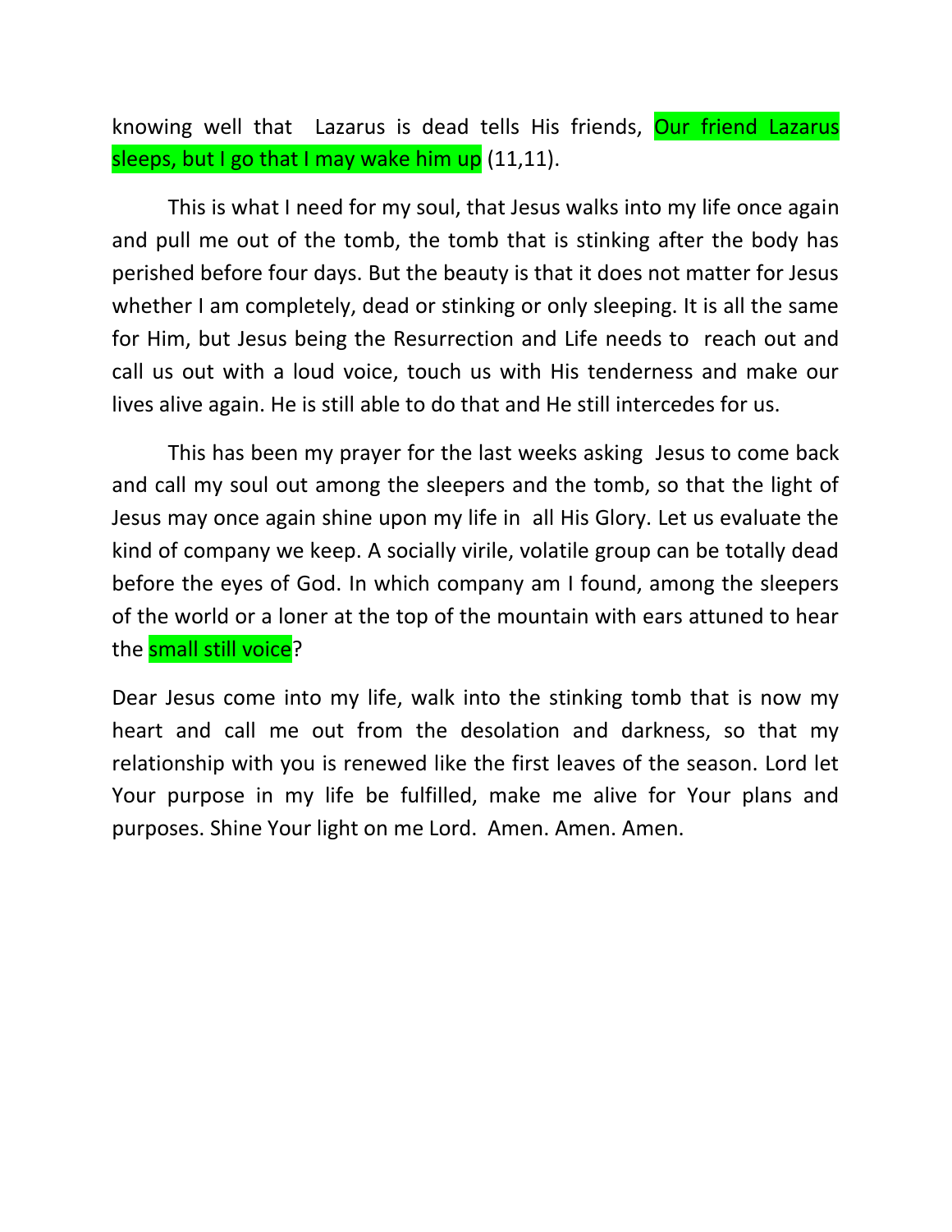knowing well that Lazarus is dead tells His friends, Our friend Lazarus sleeps, but I go that I may wake him up (11,11).

This is what I need for my soul, that Jesus walks into my life once again and pull me out of the tomb, the tomb that is stinking after the body has perished before four days. But the beauty is that it does not matter for Jesus whether I am completely, dead or stinking or only sleeping. It is all the same for Him, but Jesus being the Resurrection and Life needs to reach out and call us out with a loud voice, touch us with His tenderness and make our lives alive again. He is still able to do that and He still intercedes for us.

This has been my prayer for the last weeks asking Jesus to come back and call my soul out among the sleepers and the tomb, so that the light of Jesus may once again shine upon my life in all His Glory. Let us evaluate the kind of company we keep. A socially virile, volatile group can be totally dead before the eyes of God. In which company am I found, among the sleepers of the world or a loner at the top of the mountain with ears attuned to hear the small still voice?

Dear Jesus come into my life, walk into the stinking tomb that is now my heart and call me out from the desolation and darkness, so that my relationship with you is renewed like the first leaves of the season. Lord let Your purpose in my life be fulfilled, make me alive for Your plans and purposes. Shine Your light on me Lord. Amen. Amen. Amen.